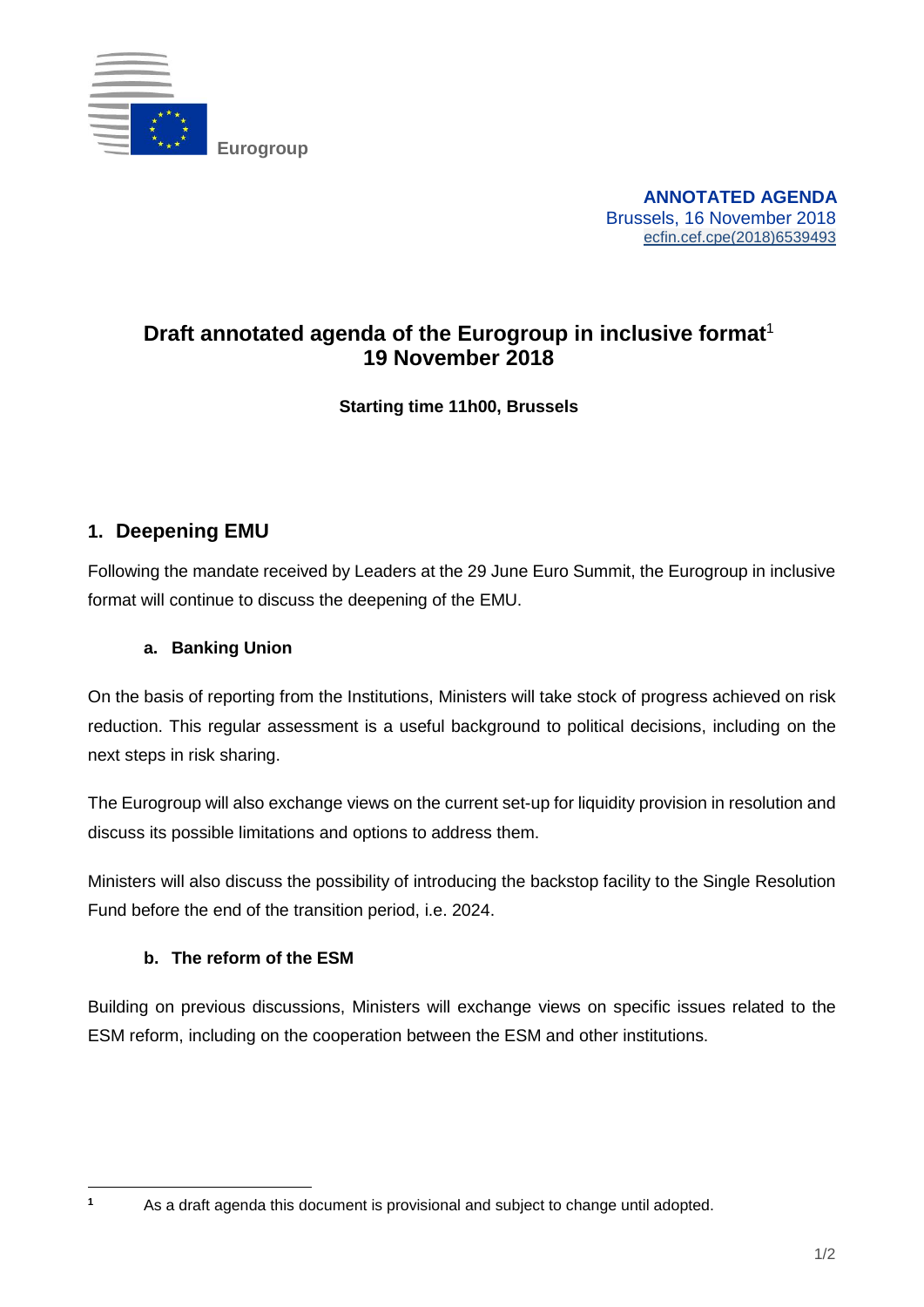Eurogroup

**ANNOTATED AGENDA**
Brussels, 16 November 2018
ecfin.cef.cpe(2018)6539493

# Draft annotated agenda of the Eurogroup in inclusive format[1] 19 November 2018

**Starting time 11h00, Brussels**

## 1. Deepening EMU

Following the mandate received by Leaders at the 29 June Euro Summit, the Eurogroup in inclusive format will continue to discuss the deepening of the EMU.

### a. Banking Union

On the basis of reporting from the Institutions, Ministers will take stock of progress achieved on risk reduction. This regular assessment is a useful background to political decisions, including on the next steps in risk sharing.

The Eurogroup will also exchange views on the current set-up for liquidity provision in resolution and discuss its possible limitations and options to address them.

Ministers will also discuss the possibility of introducing the backstop facility to the Single Resolution Fund before the end of the transition period, i.e. 2024.

### b. The reform of the ESM

Building on previous discussions, Ministers will exchange views on specific issues related to the ESM reform, including on the cooperation between the ESM and other institutions.

---

[1] As a draft agenda this document is provisional and subject to change until adopted.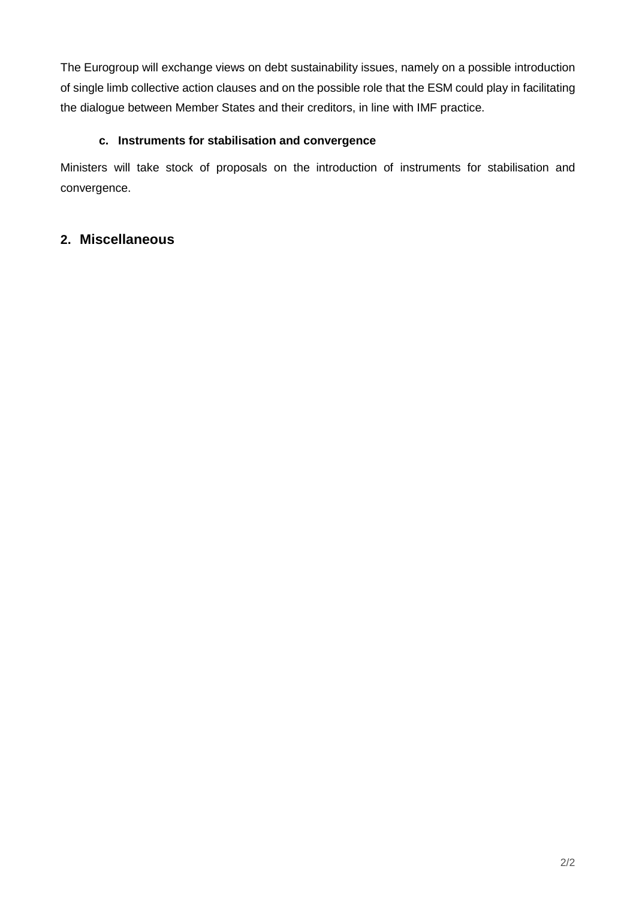The Eurogroup will exchange views on debt sustainability issues, namely on a possible introduction of single limb collective action clauses and on the possible role that the ESM could play in facilitating the dialogue between Member States and their creditors, in line with IMF practice.

### c. Instruments for stabilisation and convergence

Ministers will take stock of proposals on the introduction of instruments for stabilisation and convergence.

## 2. Miscellaneous